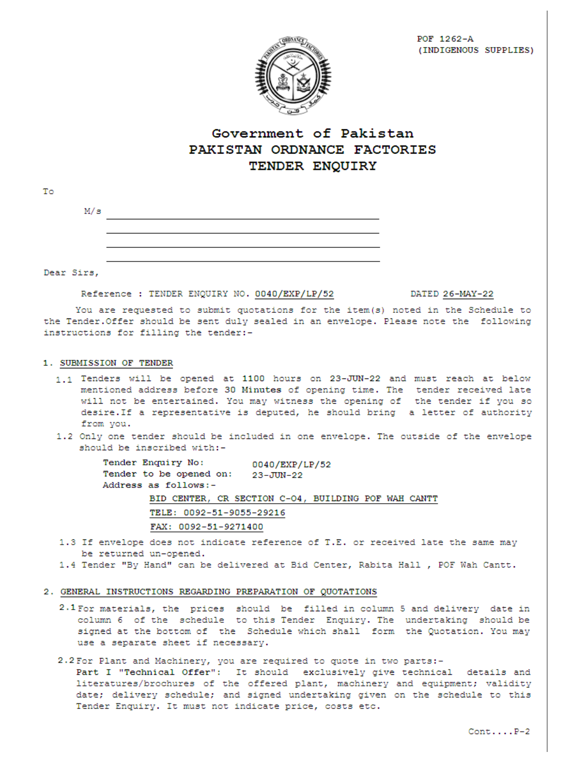POF 1262-A
(INDIGENOUS SUPPLIES)

# Government of Pakistan
# PAKISTAN ORDNANCE FACTORIES
# TENDER ENQUIRY

To

M/s ______________________________
______________________________
______________________________
______________________________

Dear Sirs,

Reference : TENDER ENQUIRY NO. 0040/EXP/LP/52 DATED 26-MAY-22

You are requested to submit quotations for the item(s) noted in the Schedule to the Tender.Offer should be sent duly sealed in an envelope. Please note the following instructions for filling the tender:-

## 1. SUBMISSION OF TENDER

1.1 Tenders will be opened at 1100 hours on 23-JUN-22 and must reach at below mentioned address before 30 Minutes of opening time. The tender received late will not be entertained. You may witness the opening of the tender if you so desire.If a representative is deputed, he should bring a letter of authority from you.

1.2 Only one tender should be included in one envelope. The outside of the envelope should be inscribed with:-

Tender Enquiry No: 0040/EXP/LP/52
Tender to be opened on: 23-JUN-22
Address as follows:-

BID CENTER, CR SECTION C-04, BUILDING POF WAH CANTT
TELE: 0092-51-9055-29216
FAX: 0092-51-9271400

1.3 If envelope does not indicate reference of T.E. or received late the same may be returned un-opened.

1.4 Tender "By Hand" can be delivered at Bid Center, Rabita Hall , POF Wah Cantt.

## 2. GENERAL INSTRUCTIONS REGARDING PREPARATION OF QUOTATIONS

2.1 For materials, the prices should be filled in column 5 and delivery date in column 6 of the schedule to this Tender Enquiry. The undertaking should be signed at the bottom of the Schedule which shall form the Quotation. You may use a separate sheet if necessary.

2.2 For Plant and Machinery, you are required to quote in two parts:-
Part I "Technical Offer": It should exclusively give technical details and literatures/brochures of the offered plant, machinery and equipment; validity date; delivery schedule; and signed undertaking given on the schedule to this Tender Enquiry. It must not indicate price, costs etc.

Cont....P-2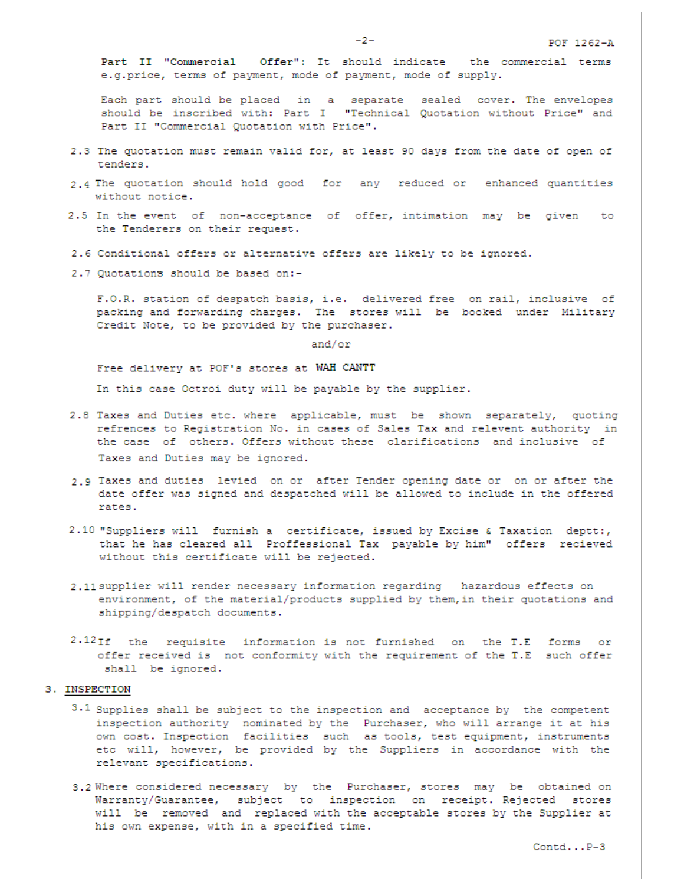Part II "Commercial Offer": It should indicate the commercial terms e.g.price, terms of payment, mode of payment, mode of supply.

Each part should be placed in a separate sealed cover. The envelopes should be inscribed with: Part I "Technical Quotation without Price" and Part II "Commercial Quotation with Price".

2.3 The quotation must remain valid for, at least 90 days from the date of open of tenders.

2.4 The quotation should hold good for any reduced or enhanced quantities without notice.

2.5 In the event of non-acceptance of offer, intimation may be given to the Tenderers on their request.

2.6 Conditional offers or alternative offers are likely to be ignored.

2.7 Quotations should be based on:-

F.O.R. station of despatch basis, i.e. delivered free on rail, inclusive of packing and forwarding charges. The stores will be booked under Military Credit Note, to be provided by the purchaser.

and/or

Free delivery at POF's stores at WAH CANTT

In this case Octroi duty will be payable by the supplier.

2.8 Taxes and Duties etc. where applicable, must be shown separately, quoting refrences to Registration No. in cases of Sales Tax and relevent authority in the case of others. Offers without these clarifications and inclusive of Taxes and Duties may be ignored.

2.9 Taxes and duties levied on or after Tender opening date or on or after the date offer was signed and despatched will be allowed to include in the offered rates.

2.10 "Suppliers will furnish a certificate, issued by Excise & Taxation deptt:, that he has cleared all Proffessional Tax payable by him" offers recieved without this certificate will be rejected.

2.11 supplier will render necessary information regarding hazardous effects on environment, of the material/products supplied by them, in their quotations and shipping/despatch documents.

2.12 If the requisite information is not furnished on the T.E forms or offer received is not conformity with the requirement of the T.E such offer shall be ignored.

3. INSPECTION

3.1 Supplies shall be subject to the inspection and acceptance by the competent inspection authority nominated by the Purchaser, who will arrange it at his own cost. Inspection facilities such as tools, test equipment, instruments etc will, however, be provided by the Suppliers in accordance with the relevant specifications.

3.2 Where considered necessary by the Purchaser, stores may be obtained on Warranty/Guarantee, subject to inspection on receipt. Rejected stores will be removed and replaced with the acceptable stores by the Supplier at his own expense, with in a specified time.

Contd...P-3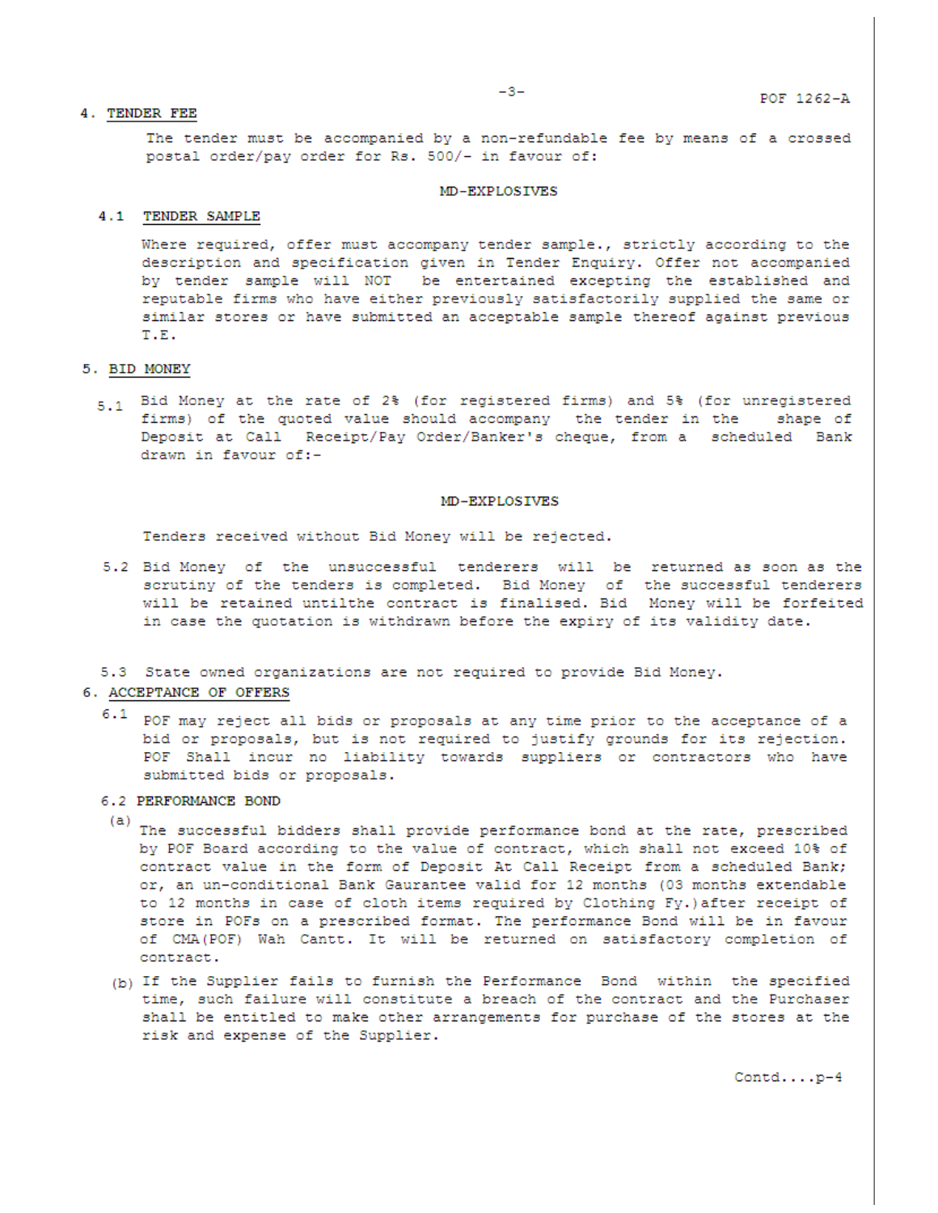## 4. TENDER FEE

The tender must be accompanied by a non-refundable fee by means of a crossed postal order/pay order for Rs. 500/- in favour of:

**MD-EXPLOSIVES**

### 4.1 TENDER SAMPLE

Where required, offer must accompany tender sample., strictly according to the description and specification given in Tender Enquiry. Offer not accompanied by tender sample will NOT be entertained excepting the established and reputable firms who have either previously satisfactorily supplied the same or similar stores or have submitted an acceptable sample thereof against previous T.E.

## 5. BID MONEY

5.1 Bid Money at the rate of 2% (for registered firms) and 5% (for unregistered firms) of the quoted value should accompany the tender in the shape of Deposit at Call Receipt/Pay Order/Banker's cheque, from a scheduled Bank drawn in favour of:-

**MD-EXPLOSIVES**

Tenders received without Bid Money will be rejected.

5.2 Bid Money of the unsuccessful tenderers will be returned as soon as the scrutiny of the tenders is completed. Bid Money of the successful tenderers will be retained untilthe contract is finalised. Bid Money will be forfeited in case the quotation is withdrawn before the expiry of its validity date.

5.3 State owned organizations are not required to provide Bid Money.

## 6. ACCEPTANCE OF OFFERS

6.1 POF may reject all bids or proposals at any time prior to the acceptance of a bid or proposals, but is not required to justify grounds for its rejection. POF Shall incur no liability towards suppliers or contractors who have submitted bids or proposals.

6.2 PERFORMANCE BOND

(a) The successful bidders shall provide performance bond at the rate, prescribed by POF Board according to the value of contract, which shall not exceed 10% of contract value in the form of Deposit At Call Receipt from a scheduled Bank; or, an un-conditional Bank Gaurantee valid for 12 months (03 months extendable to 12 months in case of cloth items required by Clothing Fy.)after receipt of store in POFs on a prescribed format. The performance Bond will be in favour of CMA(POF) Wah Cantt. It will be returned on satisfactory completion of contract.

(b) If the Supplier fails to furnish the Performance Bond within the specified time, such failure will constitute a breach of the contract and the Purchaser shall be entitled to make other arrangements for purchase of the stores at the risk and expense of the Supplier.

Contd....p-4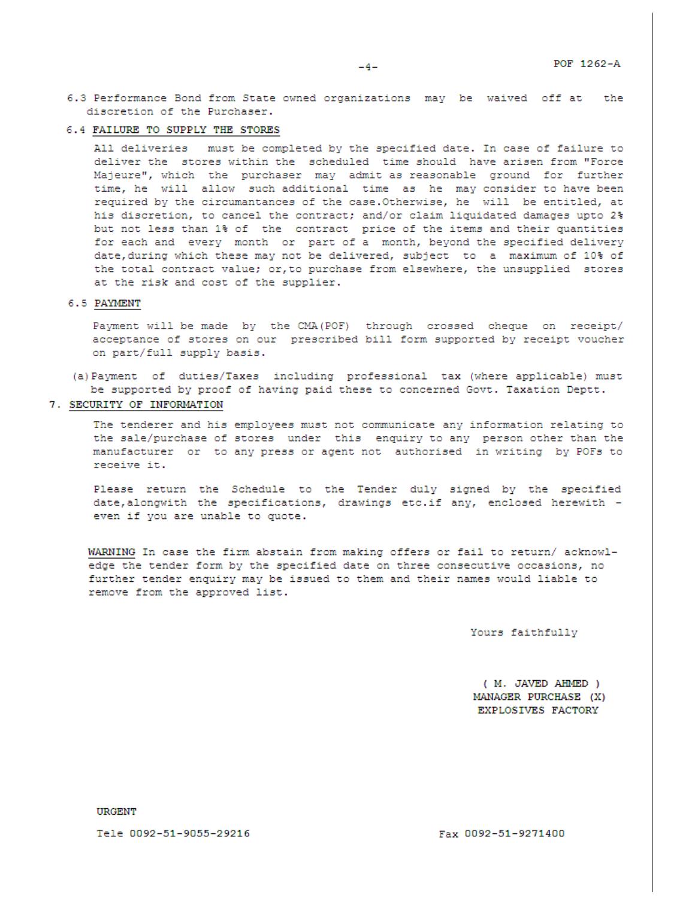6.3 Performance Bond from State owned organizations may be waived off at the discretion of the Purchaser.

6.4 **FAILURE TO SUPPLY THE STORES**

All deliveries must be completed by the specified date. In case of failure to deliver the stores within the scheduled time should have arisen from "Force Majeure", which the purchaser may admit as reasonable ground for further time, he will allow such additional time as he may consider to have been required by the circumantances of the case.Otherwise, he will be entitled, at his discretion, to cancel the contract; and/or claim liquidated damages upto 2% but not less than 1% of the contract price of the items and their quantities for each and every month or part of a month, beyond the specified delivery date,during which these may not be delivered, subject to a maximum of 10% of the total contract value; or,to purchase from elsewhere, the unsupplied stores at the risk and cost of the supplier.

6.5 **PAYMENT**

Payment will be made by the CMA(POF) through crossed cheque on receipt/ acceptance of stores on our prescribed bill form supported by receipt voucher on part/full supply basis.

(a) Payment of duties/Taxes including professional tax (where applicable) must be supported by proof of having paid these to concerned Govt. Taxation Deptt.

7. **SECURITY OF INFORMATION**

The tenderer and his employees must not communicate any information relating to the sale/purchase of stores under this enquiry to any person other than the manufacturer or to any press or agent not authorised in writing by POFs to receive it.

Please return the Schedule to the Tender duly signed by the specified date,alongwith the specifications, drawings etc.if any, enclosed herewith - even if you are unable to quote.

**WARNING** In case the firm abstain from making offers or fail to return/ acknowledge the tender form by the specified date on three consecutive occasions, no further tender enquiry may be issued to them and their names would liable to remove from the approved list.

Yours faithfully

( M. JAVED AHMED )
MANAGER PURCHASE (X)
EXPLOSIVES FACTORY

URGENT

Tele 0092-51-9055-29216 Fax 0092-51-9271400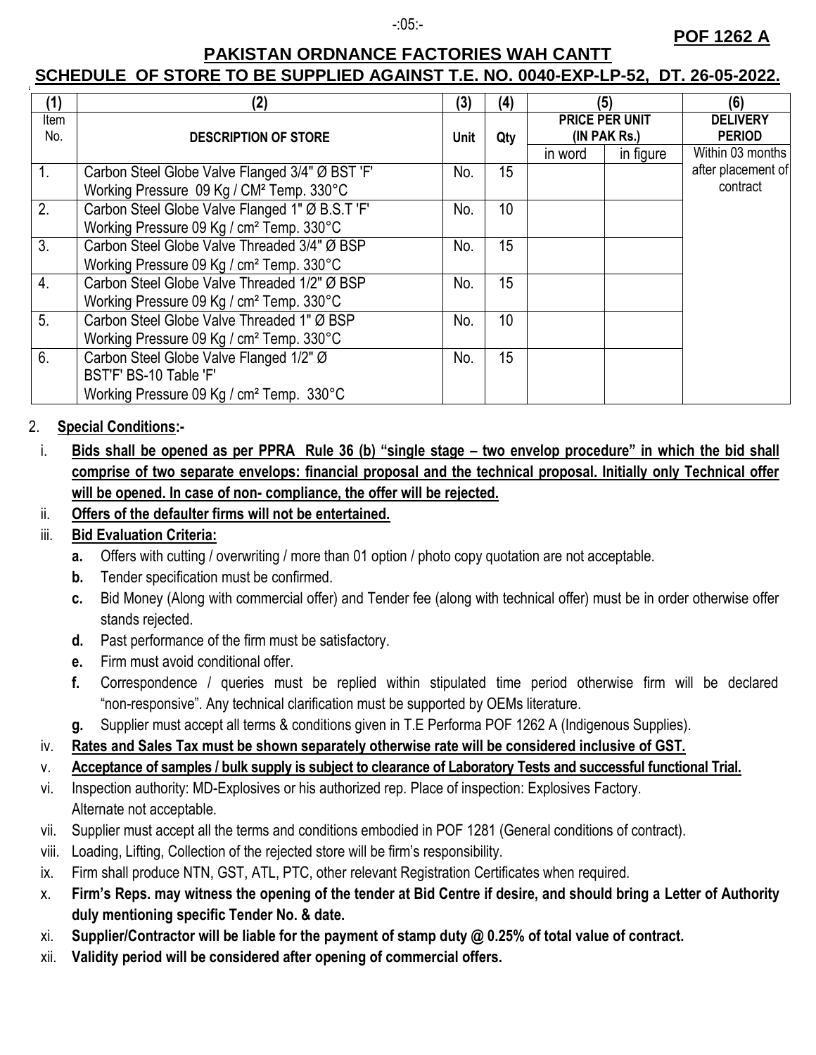**POF 1262 A**

## PAKISTAN ORDNANCE FACTORIES WAH CANTT

### SCHEDULE OF STORE TO BE SUPPLIED AGAINST T.E. NO. 0040-EXP-LP-52, DT. 26-05-2022.

| (1) | (2) | (3) | (4) | (5) | | (6) |
|---|---|---|---|---|---|---|
| Item No. | **DESCRIPTION OF STORE** | **Unit** | **Qty** | **PRICE PER UNIT (IN PAK Rs.)** | | **DELIVERY PERIOD** |
| | | | | in word | in figure | Within 03 months after placement of contract |
| 1. | Carbon Steel Globe Valve Flanged 3/4" Ø BST 'F' Working Pressure 09 Kg / CM² Temp. 330°C | No. | 15 | | | |
| 2. | Carbon Steel Globe Valve Flanged 1" Ø B.S.T 'F' Working Pressure 09 Kg / cm² Temp. 330°C | No. | 10 | | | |
| 3. | Carbon Steel Globe Valve Threaded 3/4" Ø BSP Working Pressure 09 Kg / cm² Temp. 330°C | No. | 15 | | | |
| 4. | Carbon Steel Globe Valve Threaded 1/2" Ø BSP Working Pressure 09 Kg / cm² Temp. 330°C | No. | 15 | | | |
| 5. | Carbon Steel Globe Valve Threaded 1" Ø BSP Working Pressure 09 Kg / cm² Temp. 330°C | No. | 10 | | | |
| 6. | Carbon Steel Globe Valve Flanged 1/2" Ø BST'F' BS-10 Table 'F' Working Pressure 09 Kg / cm² Temp. 330°C | No. | 15 | | | |

2. **Special Conditions:-**

i. **Bids shall be opened as per PPRA Rule 36 (b) "single stage – two envelop procedure" in which the bid shall comprise of two separate envelops: financial proposal and the technical proposal. Initially only Technical offer will be opened. In case of non- compliance, the offer will be rejected.**

ii. **Offers of the defaulter firms will not be entertained.**

iii. **Bid Evaluation Criteria:**

   **a.** Offers with cutting / overwriting / more than 01 option / photo copy quotation are not acceptable.

   **b.** Tender specification must be confirmed.

   **c.** Bid Money (Along with commercial offer) and Tender fee (along with technical offer) must be in order otherwise offer stands rejected.

   **d.** Past performance of the firm must be satisfactory.

   **e.** Firm must avoid conditional offer.

   **f.** Correspondence / queries must be replied within stipulated time period otherwise firm will be declared "non-responsive". Any technical clarification must be supported by OEMs literature.

   **g.** Supplier must accept all terms & conditions given in T.E Performa POF 1262 A (Indigenous Supplies).

iv. **Rates and Sales Tax must be shown separately otherwise rate will be considered inclusive of GST.**

v. **Acceptance of samples / bulk supply is subject to clearance of Laboratory Tests and successful functional Trial.**

vi. Inspection authority: MD-Explosives or his authorized rep. Place of inspection: Explosives Factory. Alternate not acceptable.

vii. Supplier must accept all the terms and conditions embodied in POF 1281 (General conditions of contract).

viii. Loading, Lifting, Collection of the rejected store will be firm's responsibility.

ix. Firm shall produce NTN, GST, ATL, PTC, other relevant Registration Certificates when required.

x. **Firm's Reps. may witness the opening of the tender at Bid Centre if desire, and should bring a Letter of Authority duly mentioning specific Tender No. & date.**

xi. **Supplier/Contractor will be liable for the payment of stamp duty @ 0.25% of total value of contract.**

xii. **Validity period will be considered after opening of commercial offers.**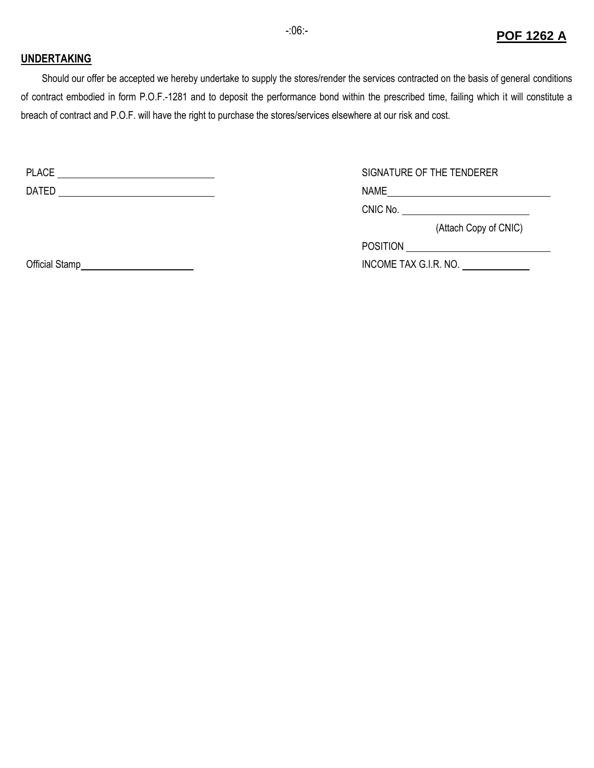**POF 1262 A**

## UNDERTAKING

Should our offer be accepted we hereby undertake to supply the stores/render the services contracted on the basis of general conditions of contract embodied in form P.O.F.-1281 and to deposit the performance bond within the prescribed time, failing which it will constitute a breach of contract and P.O.F. will have the right to purchase the stores/services elsewhere at our risk and cost.

PLACE ____________________

DATED ____________________

Official Stamp ____________________

SIGNATURE OF THE TENDERER

NAME ____________________

CNIC No. ____________________

(Attach Copy of CNIC)

POSITION ____________________

INCOME TAX G.I.R. NO. ____________